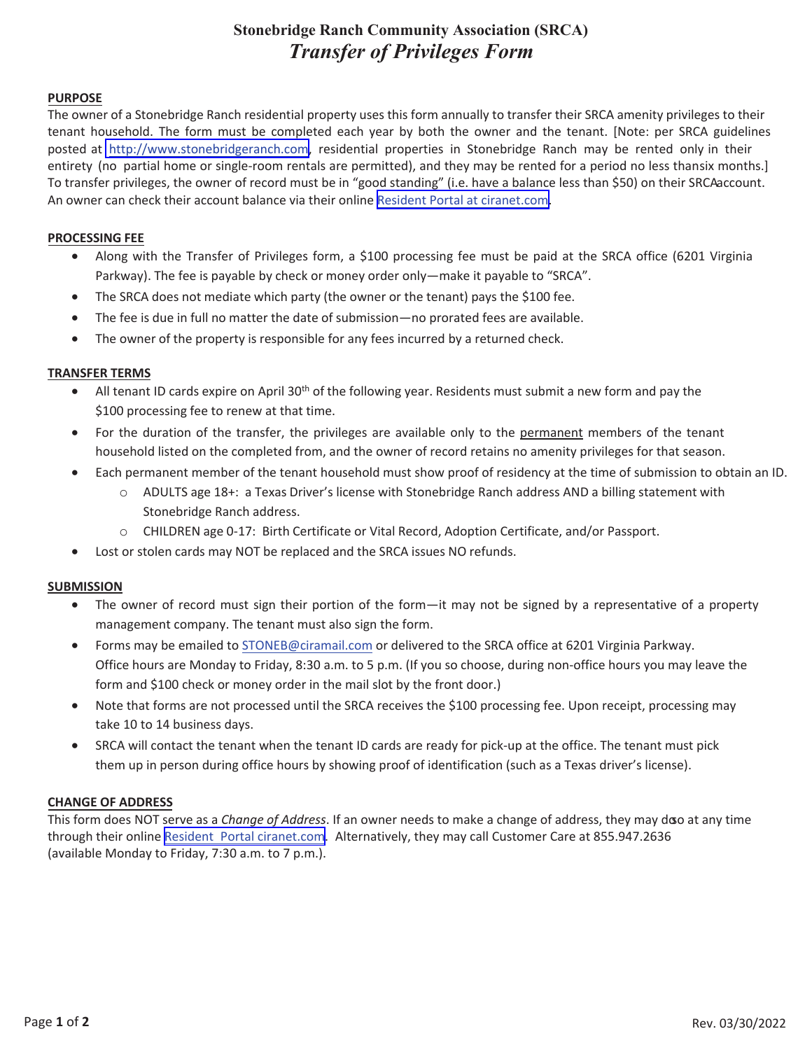# Stonebridge Ranch Community Association (SRCA)

## *Transfer of Privileges Form*

**PURPOSE**

The owner of a Stonebridge Ranch residential property uses this form annually to transfer their SRCA amenity privileges to their tenant household. The form must be completed each year by both the owner and the tenant. [Note: per SRCA guidelines posted at http://www.stonebridgeranch.com, residential properties in Stonebridge Ranch may be rented only in their entirety (no partial home or single-room rentals are permitted), and they may be rented for a period no less thansix months.] To transfer privileges, the owner of record must be in "good standing" (i.e. have a balance less than $50) on their SRCAaccount. An owner can check their account balance via their online Resident Portal at ciranet.com.

**PROCESSING FEE**

- Along with the Transfer of Privileges form, a $100 processing fee must be paid at the SRCA office (6201 Virginia Parkway). The fee is payable by check or money order only—make it payable to "SRCA".
- The SRCA does not mediate which party (the owner or the tenant) pays the $100 fee.
- The fee is due in full no matter the date of submission—no prorated fees are available.
- The owner of the property is responsible for any fees incurred by a returned check.

**TRANSFER TERMS**

- All tenant ID cards expire on April 30th of the following year. Residents must submit a new form and pay the $100 processing fee to renew at that time.
- For the duration of the transfer, the privileges are available only to the permanent members of the tenant household listed on the completed from, and the owner of record retains no amenity privileges for that season.
- Each permanent member of the tenant household must show proof of residency at the time of submission to obtain an ID.
  - ADULTS age 18+: a Texas Driver's license with Stonebridge Ranch address AND a billing statement with Stonebridge Ranch address.
  - CHILDREN age 0-17: Birth Certificate or Vital Record, Adoption Certificate, and/or Passport.
- Lost or stolen cards may NOT be replaced and the SRCA issues NO refunds.

**SUBMISSION**

- The owner of record must sign their portion of the form—it may not be signed by a representative of a property management company. The tenant must also sign the form.
- Forms may be emailed to STONEB@ciramail.com or delivered to the SRCA office at 6201 Virginia Parkway. Office hours are Monday to Friday, 8:30 a.m. to 5 p.m. (If you so choose, during non-office hours you may leave the form and $100 check or money order in the mail slot by the front door.)
- Note that forms are not processed until the SRCA receives the $100 processing fee. Upon receipt, processing may take 10 to 14 business days.
- SRCA will contact the tenant when the tenant ID cards are ready for pick-up at the office. The tenant must pick them up in person during office hours by showing proof of identification (such as a Texas driver's license).

**CHANGE OF ADDRESS**

This form does NOT serve as a *Change of Address*. If an owner needs to make a change of address, they may doso at any time through their online Resident Portal ciranet.com. Alternatively, they may call Customer Care at 855.947.2636 (available Monday to Friday, 7:30 a.m. to 7 p.m.).

Rev. 03/30/2022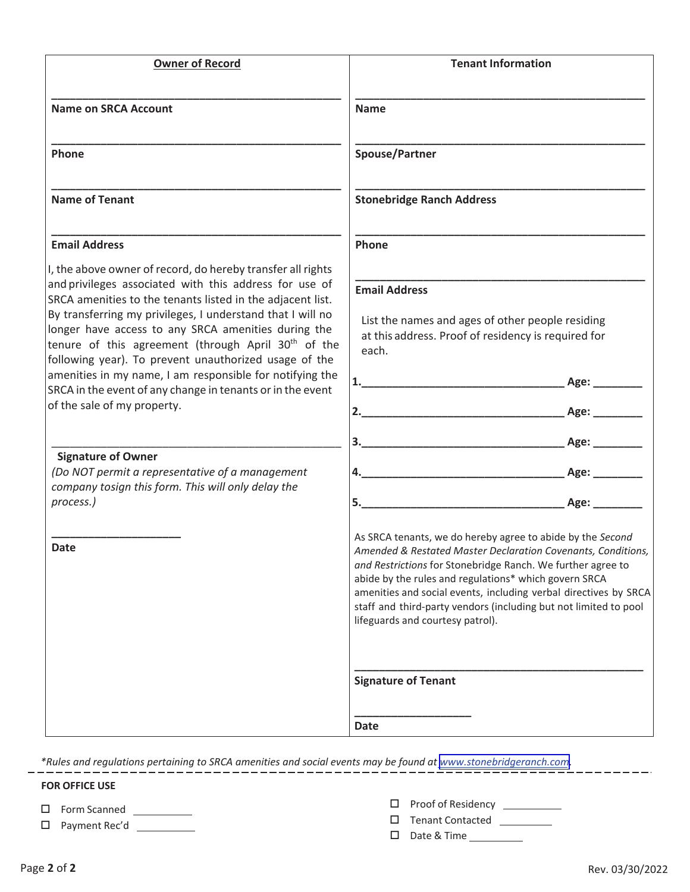| **Owner of Record** | **Tenant Information** |
| --- | --- |
| ______________________________<br>**Name on SRCA Account** | ______________________________<br>**Name** |
| ______________________________<br>**Phone** | ______________________________<br>**Spouse/Partner** |
| ______________________________<br>**Name of Tenant** | ______________________________<br>**Stonebridge Ranch Address** |
| ______________________________<br>**Email Address** | ______________________________<br>**Phone** |
| I, the above owner of record, do hereby transfer all rights and privileges associated with this address for use of SRCA amenities to the tenants listed in the adjacent list. By transferring my privileges, I understand that I will no longer have access to any SRCA amenities during the tenure of this agreement (through April 30th of the following year). To prevent unauthorized usage of the amenities in my name, I am responsible for notifying the SRCA in the event of any change in tenants or in the event of the sale of my property. | ______________________________<br>**Email Address**<br><br>List the names and ages of other people residing at this address. Proof of residency is required for each.<br><br>**1.**______________________ **Age:** ________<br>**2.**______________________ **Age:** ________<br>**3.**______________________ **Age:** ________<br>**4.**______________________ **Age:** ________<br>**5.**______________________ **Age:** ________ |
| ______________________________<br>**Signature of Owner**<br>*(Do NOT permit a representative of a management company tosign this form. This will only delay the process.)*<br><br>______________<br>**Date** | As SRCA tenants, we do hereby agree to abide by the *Second Amended & Restated Master Declaration Covenants, Conditions, and Restrictions* for Stonebridge Ranch. We further agree to abide by the rules and regulations* which govern SRCA amenities and social events, including verbal directives by SRCA staff and third-party vendors (including but not limited to pool lifeguards and courtesy patrol).<br><br>______________________________<br>**Signature of Tenant**<br><br>______________<br>**Date** |

**Rules and regulations pertaining to SRCA amenities and social events may be found at [www.stonebridgeranch.com](http://www.stonebridgeranch.com).*

**FOR OFFICE USE**

- ☐ Form Scanned __________
- ☐ Payment Rec'd __________
- ☐ Proof of Residency __________
- ☐ Tenant Contacted __________
- ☐ Date & Time __________

Rev. 03/30/2022